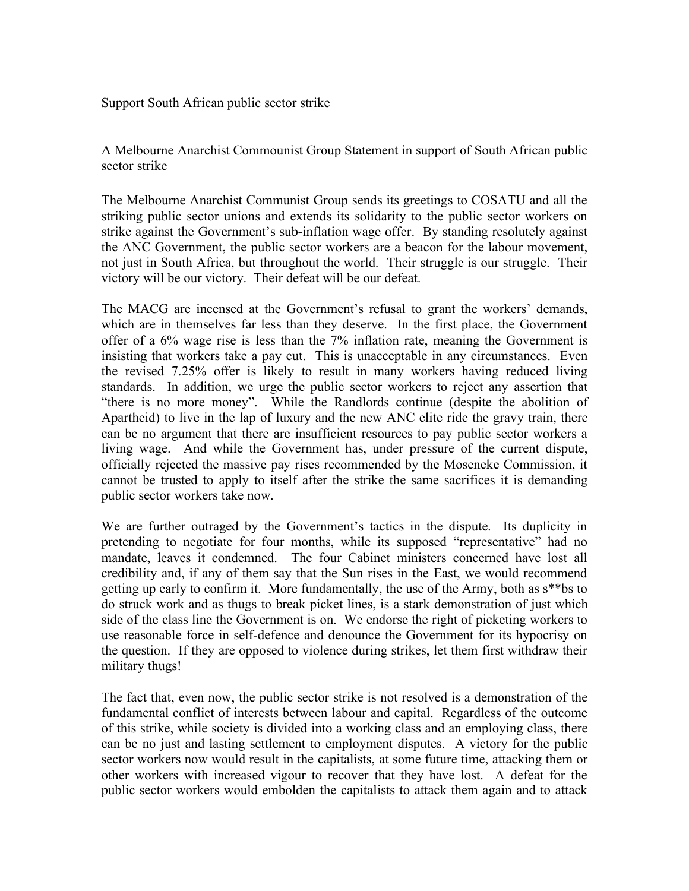Support South African public sector strike

A Melbourne Anarchist Commounist Group Statement in support of South African public sector strike

The Melbourne Anarchist Communist Group sends its greetings to COSATU and all the striking public sector unions and extends its solidarity to the public sector workers on strike against the Government's sub-inflation wage offer. By standing resolutely against the ANC Government, the public sector workers are a beacon for the labour movement, not just in South Africa, but throughout the world. Their struggle is our struggle. Their victory will be our victory. Their defeat will be our defeat.

The MACG are incensed at the Government's refusal to grant the workers' demands, which are in themselves far less than they deserve. In the first place, the Government offer of a 6% wage rise is less than the 7% inflation rate, meaning the Government is insisting that workers take a pay cut. This is unacceptable in any circumstances. Even the revised 7.25% offer is likely to result in many workers having reduced living standards. In addition, we urge the public sector workers to reject any assertion that "there is no more money". While the Randlords continue (despite the abolition of Apartheid) to live in the lap of luxury and the new ANC elite ride the gravy train, there can be no argument that there are insufficient resources to pay public sector workers a living wage. And while the Government has, under pressure of the current dispute, officially rejected the massive pay rises recommended by the Moseneke Commission, it cannot be trusted to apply to itself after the strike the same sacrifices it is demanding public sector workers take now.

We are further outraged by the Government's tactics in the dispute. Its duplicity in pretending to negotiate for four months, while its supposed "representative" had no mandate, leaves it condemned. The four Cabinet ministers concerned have lost all credibility and, if any of them say that the Sun rises in the East, we would recommend getting up early to confirm it. More fundamentally, the use of the Army, both as s**bs to do struck work and as thugs to break picket lines, is a stark demonstration of just which side of the class line the Government is on. We endorse the right of picketing workers to use reasonable force in self-defence and denounce the Government for its hypocrisy on the question. If they are opposed to violence during strikes, let them first withdraw their military thugs!

The fact that, even now, the public sector strike is not resolved is a demonstration of the fundamental conflict of interests between labour and capital. Regardless of the outcome of this strike, while society is divided into a working class and an employing class, there can be no just and lasting settlement to employment disputes. A victory for the public sector workers now would result in the capitalists, at some future time, attacking them or other workers with increased vigour to recover that they have lost. A defeat for the public sector workers would embolden the capitalists to attack them again and to attack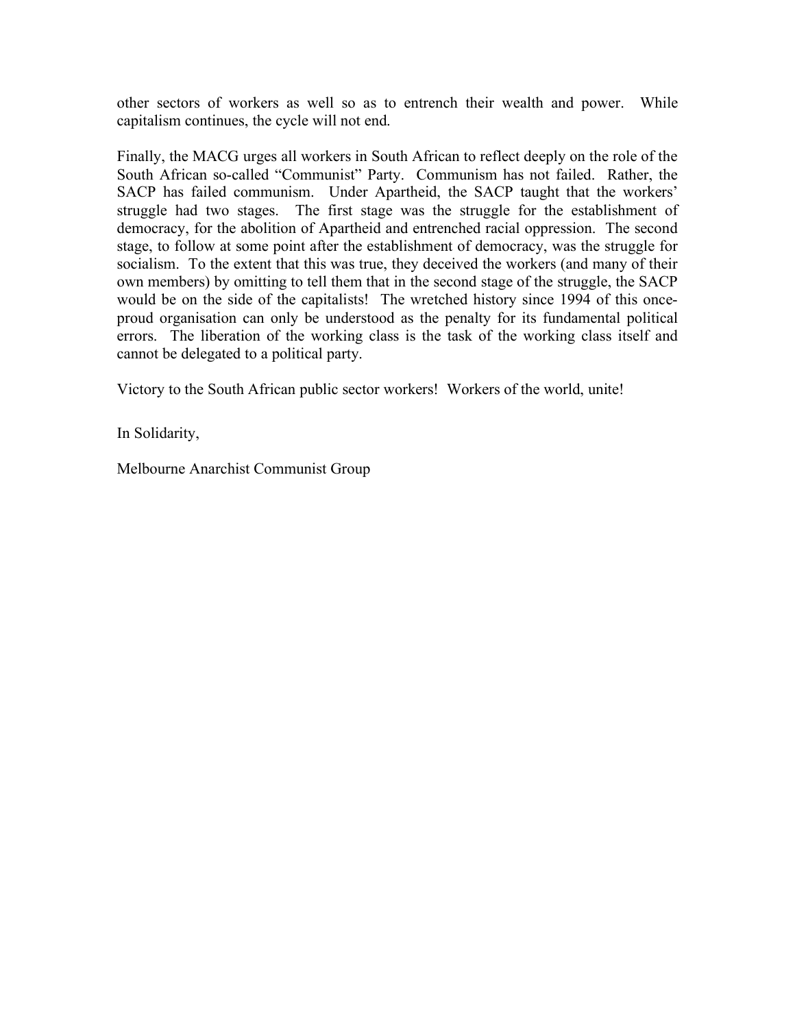other sectors of workers as well so as to entrench their wealth and power. While capitalism continues, the cycle will not end.

Finally, the MACG urges all workers in South African to reflect deeply on the role of the South African so-called "Communist" Party. Communism has not failed. Rather, the SACP has failed communism. Under Apartheid, the SACP taught that the workers' struggle had two stages. The first stage was the struggle for the establishment of democracy, for the abolition of Apartheid and entrenched racial oppression. The second stage, to follow at some point after the establishment of democracy, was the struggle for socialism. To the extent that this was true, they deceived the workers (and many of their own members) by omitting to tell them that in the second stage of the struggle, the SACP would be on the side of the capitalists! The wretched history since 1994 of this once-proud organisation can only be understood as the penalty for its fundamental political errors. The liberation of the working class is the task of the working class itself and cannot be delegated to a political party.

Victory to the South African public sector workers! Workers of the world, unite!

In Solidarity,

Melbourne Anarchist Communist Group